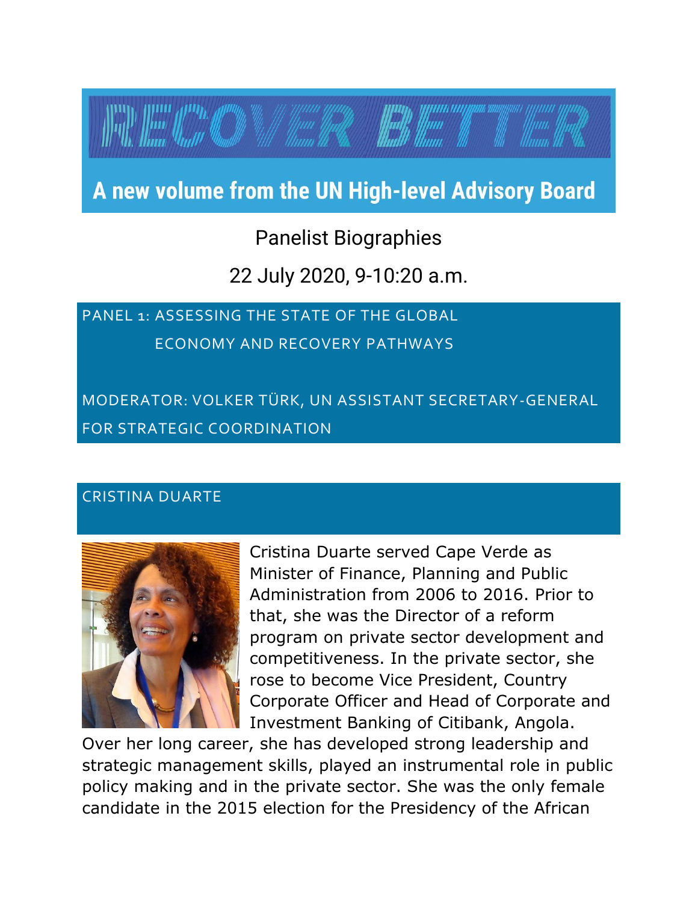# RECOVER BETTER

**A new volume from the UN High-level Advisory Board**

Panelist Biographies

22 July 2020, 9-10:20 a.m.

## PANEL 1: ASSESSING THE STATE OF THE GLOBAL ECONOMY AND RECOVERY PATHWAYS

MODERATOR: VOLKER TÜRK, UN ASSISTANT SECRETARY-GENERAL FOR STRATEGIC COORDINATION

### CRISTINA DUARTE

Cristina Duarte served Cape Verde as Minister of Finance, Planning and Public Administration from 2006 to 2016. Prior to that, she was the Director of a reform program on private sector development and competitiveness. In the private sector, she rose to become Vice President, Country Corporate Officer and Head of Corporate and Investment Banking of Citibank, Angola. Over her long career, she has developed strong leadership and strategic management skills, played an instrumental role in public policy making and in the private sector. She was the only female candidate in the 2015 election for the Presidency of the African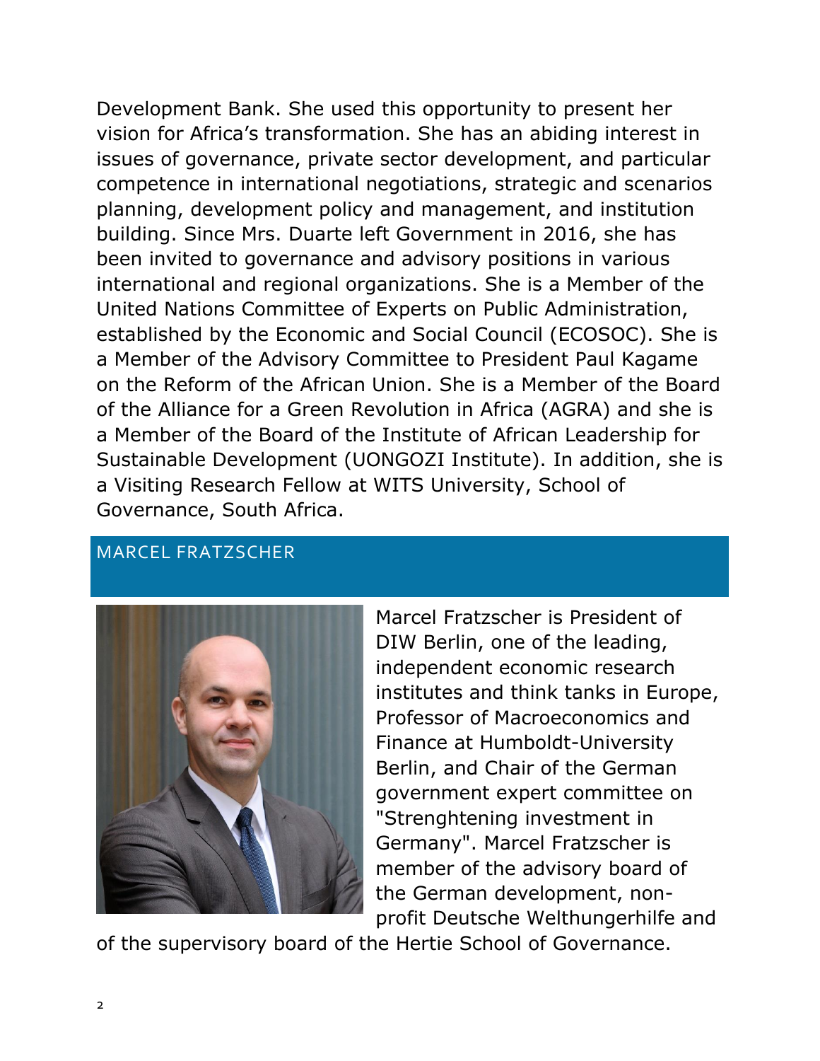Development Bank. She used this opportunity to present her vision for Africa's transformation. She has an abiding interest in issues of governance, private sector development, and particular competence in international negotiations, strategic and scenarios planning, development policy and management, and institution building. Since Mrs. Duarte left Government in 2016, she has been invited to governance and advisory positions in various international and regional organizations. She is a Member of the United Nations Committee of Experts on Public Administration, established by the Economic and Social Council (ECOSOC). She is a Member of the Advisory Committee to President Paul Kagame on the Reform of the African Union. She is a Member of the Board of the Alliance for a Green Revolution in Africa (AGRA) and she is a Member of the Board of the Institute of African Leadership for Sustainable Development (UONGOZI Institute). In addition, she is a Visiting Research Fellow at WITS University, School of Governance, South Africa.

## MARCEL FRATZSCHER

Marcel Fratzscher is President of DIW Berlin, one of the leading, independent economic research institutes and think tanks in Europe, Professor of Macroeconomics and Finance at Humboldt-University Berlin, and Chair of the German government expert committee on "Strenghtening investment in Germany". Marcel Fratzscher is member of the advisory board of the German development, non-profit Deutsche Welthungerhilfe and of the supervisory board of the Hertie School of Governance.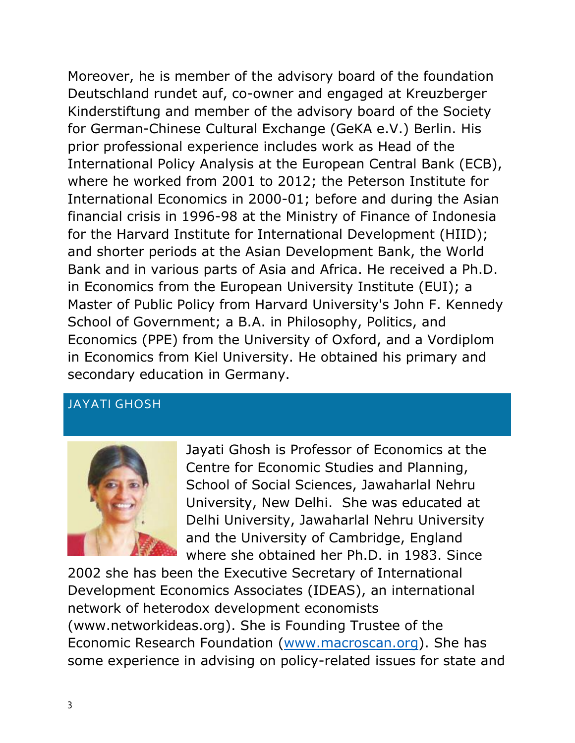Moreover, he is member of the advisory board of the foundation Deutschland rundet auf, co-owner and engaged at Kreuzberger Kinderstiftung and member of the advisory board of the Society for German-Chinese Cultural Exchange (GeKA e.V.) Berlin. His prior professional experience includes work as Head of the International Policy Analysis at the European Central Bank (ECB), where he worked from 2001 to 2012; the Peterson Institute for International Economics in 2000-01; before and during the Asian financial crisis in 1996-98 at the Ministry of Finance of Indonesia for the Harvard Institute for International Development (HIID); and shorter periods at the Asian Development Bank, the World Bank and in various parts of Asia and Africa. He received a Ph.D. in Economics from the European University Institute (EUI); a Master of Public Policy from Harvard University's John F. Kennedy School of Government; a B.A. in Philosophy, Politics, and Economics (PPE) from the University of Oxford, and a Vordiplom in Economics from Kiel University. He obtained his primary and secondary education in Germany.

## JAYATI GHOSH

Jayati Ghosh is Professor of Economics at the Centre for Economic Studies and Planning, School of Social Sciences, Jawaharlal Nehru University, New Delhi. She was educated at Delhi University, Jawaharlal Nehru University and the University of Cambridge, England where she obtained her Ph.D. in 1983. Since 2002 she has been the Executive Secretary of International Development Economics Associates (IDEAS), an international network of heterodox development economists (www.networkideas.org). She is Founding Trustee of the Economic Research Foundation (www.macroscan.org). She has some experience in advising on policy-related issues for state and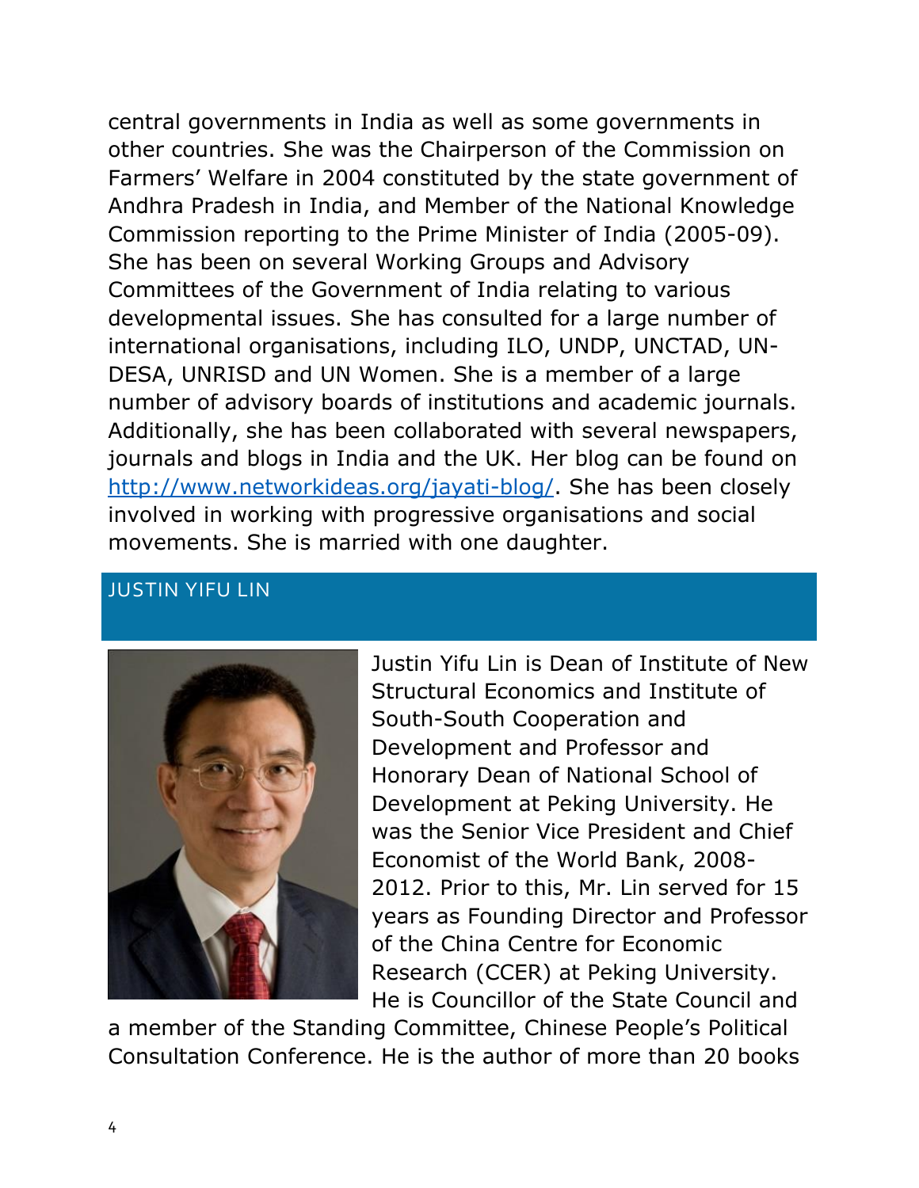central governments in India as well as some governments in other countries. She was the Chairperson of the Commission on Farmers' Welfare in 2004 constituted by the state government of Andhra Pradesh in India, and Member of the National Knowledge Commission reporting to the Prime Minister of India (2005-09). She has been on several Working Groups and Advisory Committees of the Government of India relating to various developmental issues. She has consulted for a large number of international organisations, including ILO, UNDP, UNCTAD, UN-DESA, UNRISD and UN Women. She is a member of a large number of advisory boards of institutions and academic journals. Additionally, she has been collaborated with several newspapers, journals and blogs in India and the UK. Her blog can be found on [http://www.networkideas.org/jayati-blog/](http://www.networkideas.org/jayati-blog/). She has been closely involved in working with progressive organisations and social movements. She is married with one daughter.

## JUSTIN YIFU LIN

Justin Yifu Lin is Dean of Institute of New Structural Economics and Institute of South-South Cooperation and Development and Professor and Honorary Dean of National School of Development at Peking University. He was the Senior Vice President and Chief Economist of the World Bank, 2008-2012. Prior to this, Mr. Lin served for 15 years as Founding Director and Professor of the China Centre for Economic Research (CCER) at Peking University. He is Councillor of the State Council and a member of the Standing Committee, Chinese People's Political Consultation Conference. He is the author of more than 20 books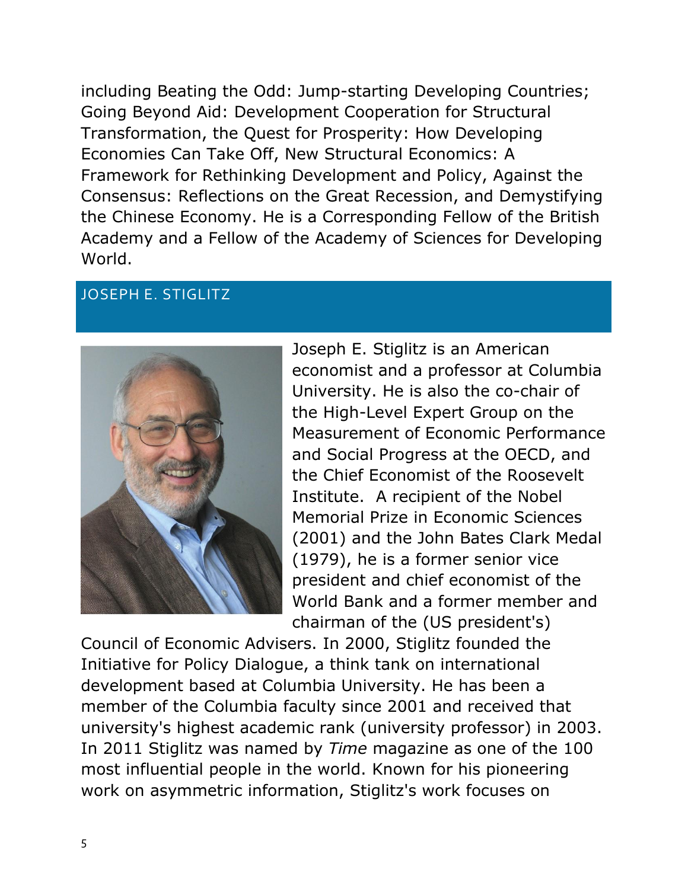including Beating the Odd: Jump-starting Developing Countries; Going Beyond Aid: Development Cooperation for Structural Transformation, the Quest for Prosperity: How Developing Economies Can Take Off, New Structural Economics: A Framework for Rethinking Development and Policy, Against the Consensus: Reflections on the Great Recession, and Demystifying the Chinese Economy. He is a Corresponding Fellow of the British Academy and a Fellow of the Academy of Sciences for Developing World.

## JOSEPH E. STIGLITZ

Joseph E. Stiglitz is an American economist and a professor at Columbia University. He is also the co-chair of the High-Level Expert Group on the Measurement of Economic Performance and Social Progress at the OECD, and the Chief Economist of the Roosevelt Institute. A recipient of the Nobel Memorial Prize in Economic Sciences (2001) and the John Bates Clark Medal (1979), he is a former senior vice president and chief economist of the World Bank and a former member and chairman of the (US president's) Council of Economic Advisers. In 2000, Stiglitz founded the Initiative for Policy Dialogue, a think tank on international development based at Columbia University. He has been a member of the Columbia faculty since 2001 and received that university's highest academic rank (university professor) in 2003. In 2011 Stiglitz was named by *Time* magazine as one of the 100 most influential people in the world. Known for his pioneering work on asymmetric information, Stiglitz's work focuses on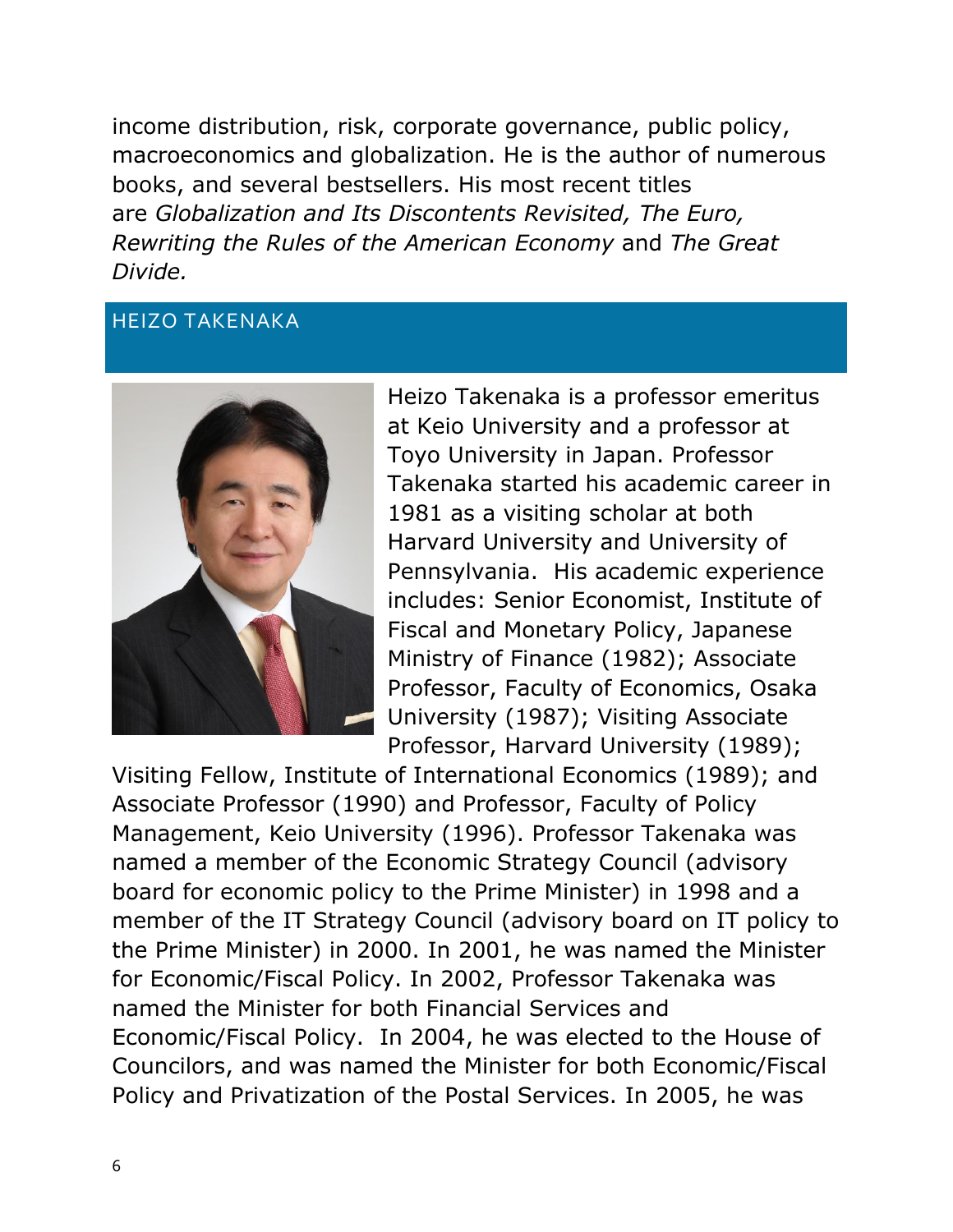income distribution, risk, corporate governance, public policy, macroeconomics and globalization. He is the author of numerous books, and several bestsellers. His most recent titles are *Globalization and Its Discontents Revisited, The Euro, Rewriting the Rules of the American Economy* and *The Great Divide.*

## HEIZO TAKENAKA

Heizo Takenaka is a professor emeritus at Keio University and a professor at Toyo University in Japan. Professor Takenaka started his academic career in 1981 as a visiting scholar at both Harvard University and University of Pennsylvania. His academic experience includes: Senior Economist, Institute of Fiscal and Monetary Policy, Japanese Ministry of Finance (1982); Associate Professor, Faculty of Economics, Osaka University (1987); Visiting Associate Professor, Harvard University (1989); Visiting Fellow, Institute of International Economics (1989); and Associate Professor (1990) and Professor, Faculty of Policy Management, Keio University (1996). Professor Takenaka was named a member of the Economic Strategy Council (advisory board for economic policy to the Prime Minister) in 1998 and a member of the IT Strategy Council (advisory board on IT policy to the Prime Minister) in 2000. In 2001, he was named the Minister for Economic/Fiscal Policy. In 2002, Professor Takenaka was named the Minister for both Financial Services and Economic/Fiscal Policy. In 2004, he was elected to the House of Councilors, and was named the Minister for both Economic/Fiscal Policy and Privatization of the Postal Services. In 2005, he was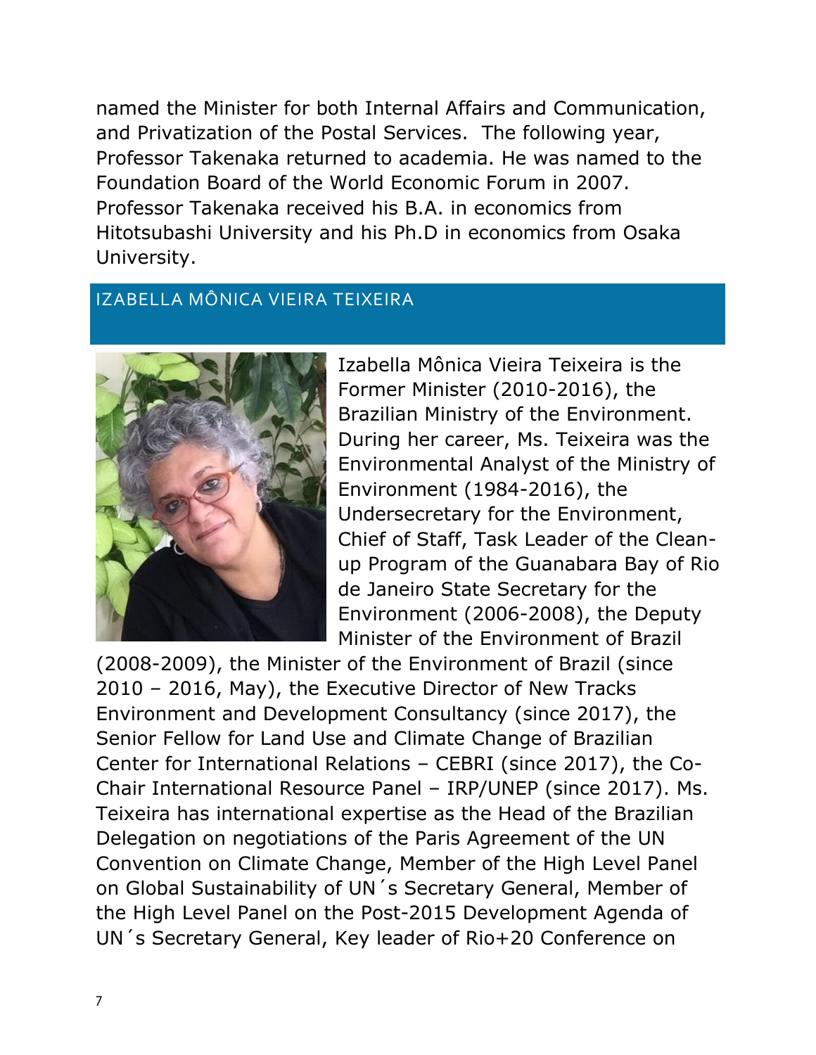named the Minister for both Internal Affairs and Communication, and Privatization of the Postal Services. The following year, Professor Takenaka returned to academia. He was named to the Foundation Board of the World Economic Forum in 2007. Professor Takenaka received his B.A. in economics from Hitotsubashi University and his Ph.D in economics from Osaka University.

## IZABELLA MÔNICA VIEIRA TEIXEIRA

Izabella Mônica Vieira Teixeira is the Former Minister (2010-2016), the Brazilian Ministry of the Environment. During her career, Ms. Teixeira was the Environmental Analyst of the Ministry of Environment (1984-2016), the Undersecretary for the Environment, Chief of Staff, Task Leader of the Clean-up Program of the Guanabara Bay of Rio de Janeiro State Secretary for the Environment (2006-2008), the Deputy Minister of the Environment of Brazil (2008-2009), the Minister of the Environment of Brazil (since 2010 – 2016, May), the Executive Director of New Tracks Environment and Development Consultancy (since 2017), the Senior Fellow for Land Use and Climate Change of Brazilian Center for International Relations – CEBRI (since 2017), the Co-Chair International Resource Panel – IRP/UNEP (since 2017). Ms. Teixeira has international expertise as the Head of the Brazilian Delegation on negotiations of the Paris Agreement of the UN Convention on Climate Change, Member of the High Level Panel on Global Sustainability of UN´s Secretary General, Member of the High Level Panel on the Post-2015 Development Agenda of UN´s Secretary General, Key leader of Rio+20 Conference on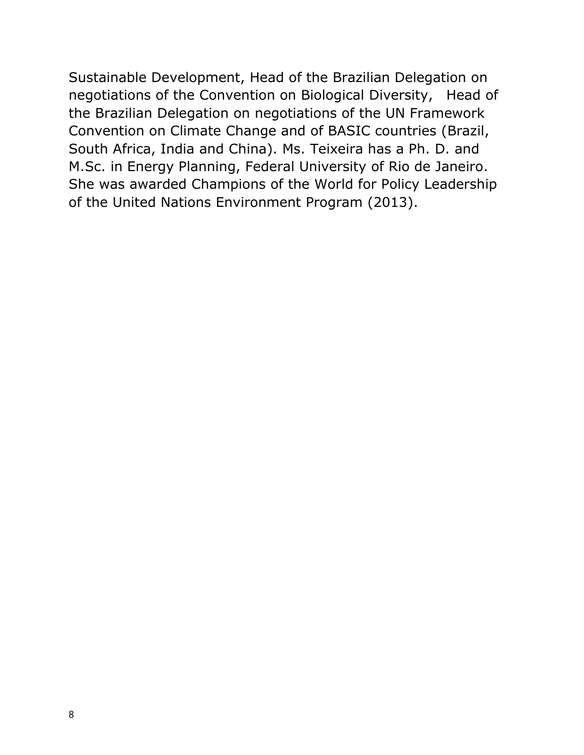Sustainable Development, Head of the Brazilian Delegation on negotiations of the Convention on Biological Diversity, Head of the Brazilian Delegation on negotiations of the UN Framework Convention on Climate Change and of BASIC countries (Brazil, South Africa, India and China). Ms. Teixeira has a Ph. D. and M.Sc. in Energy Planning, Federal University of Rio de Janeiro. She was awarded Champions of the World for Policy Leadership of the United Nations Environment Program (2013).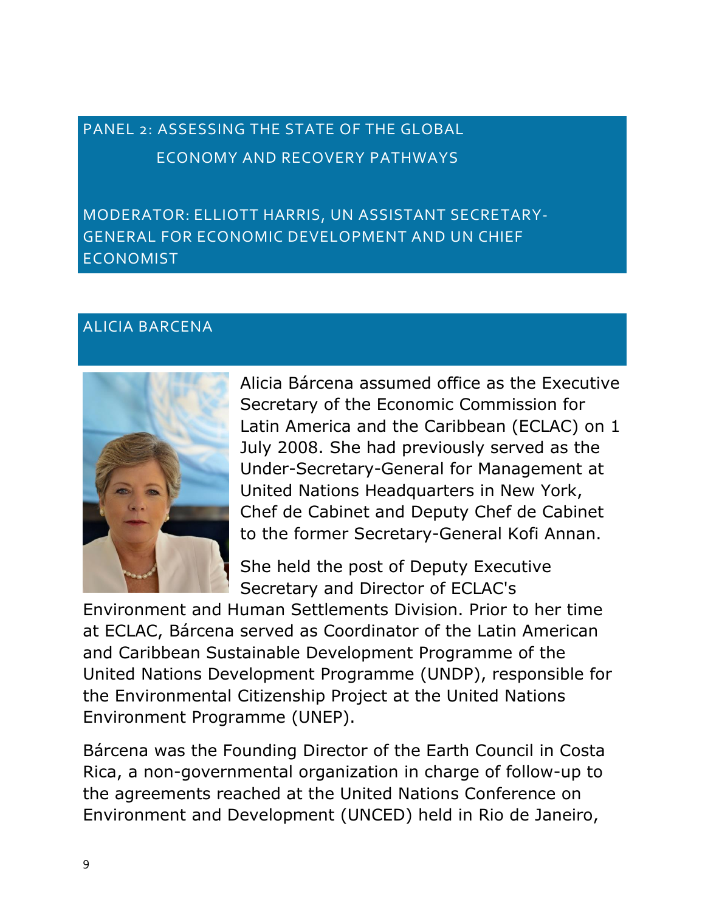## PANEL 2: ASSESSING THE STATE OF THE GLOBAL ECONOMY AND RECOVERY PATHWAYS

### MODERATOR: ELLIOTT HARRIS, UN ASSISTANT SECRETARY-GENERAL FOR ECONOMIC DEVELOPMENT AND UN CHIEF ECONOMIST

### ALICIA BARCENA

Alicia Bárcena assumed office as the Executive Secretary of the Economic Commission for Latin America and the Caribbean (ECLAC) on 1 July 2008. She had previously served as the Under-Secretary-General for Management at United Nations Headquarters in New York, Chef de Cabinet and Deputy Chef de Cabinet to the former Secretary-General Kofi Annan.

She held the post of Deputy Executive Secretary and Director of ECLAC's Environment and Human Settlements Division. Prior to her time at ECLAC, Bárcena served as Coordinator of the Latin American and Caribbean Sustainable Development Programme of the United Nations Development Programme (UNDP), responsible for the Environmental Citizenship Project at the United Nations Environment Programme (UNEP).

Bárcena was the Founding Director of the Earth Council in Costa Rica, a non-governmental organization in charge of follow-up to the agreements reached at the United Nations Conference on Environment and Development (UNCED) held in Rio de Janeiro,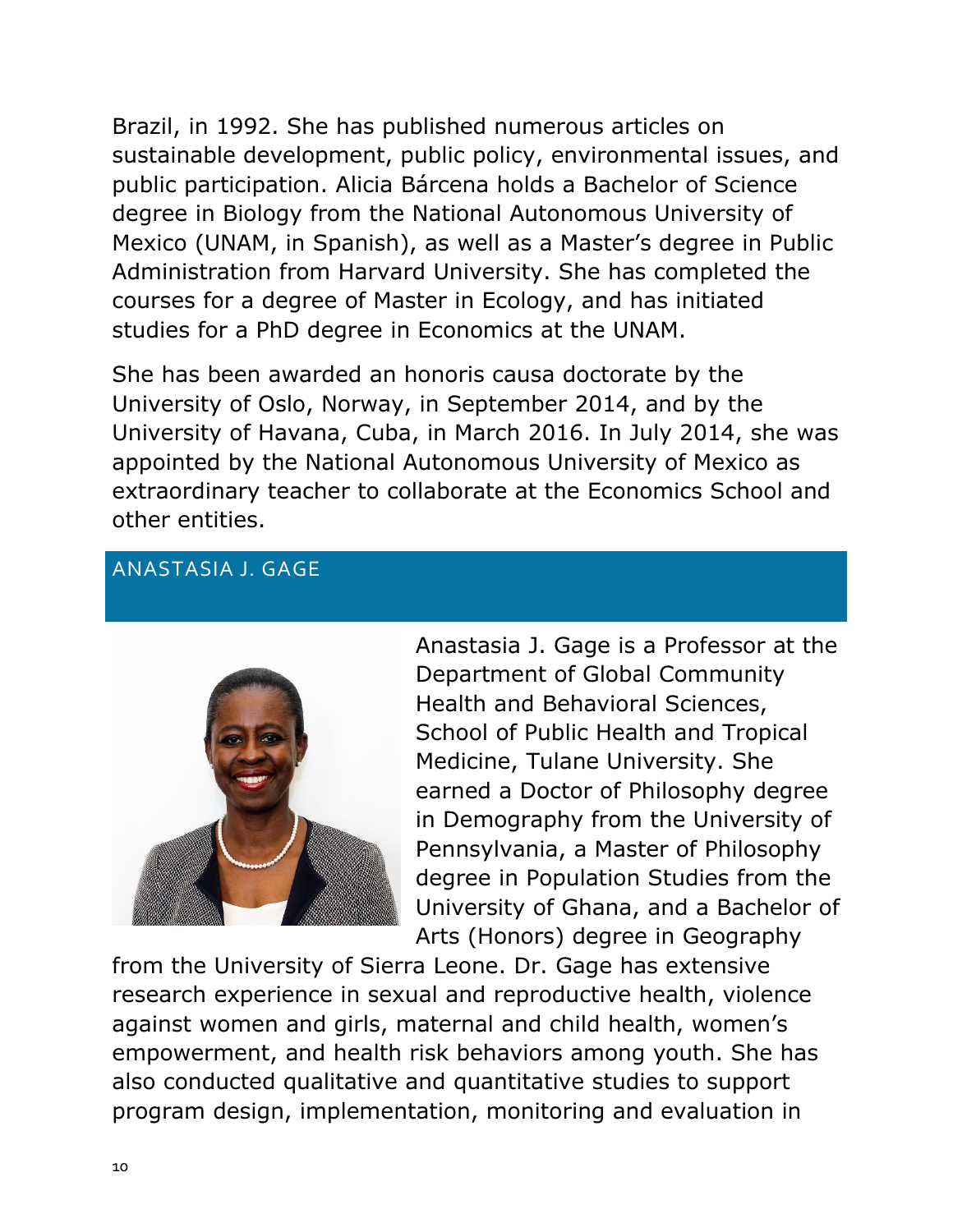Brazil, in 1992. She has published numerous articles on sustainable development, public policy, environmental issues, and public participation. Alicia Bárcena holds a Bachelor of Science degree in Biology from the National Autonomous University of Mexico (UNAM, in Spanish), as well as a Master's degree in Public Administration from Harvard University. She has completed the courses for a degree of Master in Ecology, and has initiated studies for a PhD degree in Economics at the UNAM.

She has been awarded an honoris causa doctorate by the University of Oslo, Norway, in September 2014, and by the University of Havana, Cuba, in March 2016. In July 2014, she was appointed by the National Autonomous University of Mexico as extraordinary teacher to collaborate at the Economics School and other entities.

## ANASTASIA J. GAGE

Anastasia J. Gage is a Professor at the Department of Global Community Health and Behavioral Sciences, School of Public Health and Tropical Medicine, Tulane University. She earned a Doctor of Philosophy degree in Demography from the University of Pennsylvania, a Master of Philosophy degree in Population Studies from the University of Ghana, and a Bachelor of Arts (Honors) degree in Geography from the University of Sierra Leone. Dr. Gage has extensive research experience in sexual and reproductive health, violence against women and girls, maternal and child health, women's empowerment, and health risk behaviors among youth. She has also conducted qualitative and quantitative studies to support program design, implementation, monitoring and evaluation in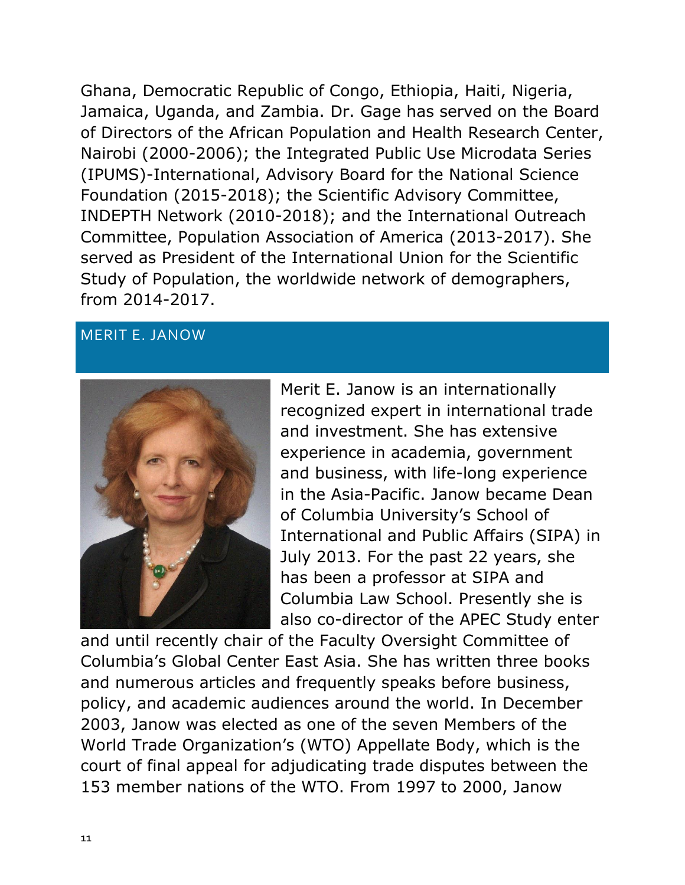Ghana, Democratic Republic of Congo, Ethiopia, Haiti, Nigeria, Jamaica, Uganda, and Zambia. Dr. Gage has served on the Board of Directors of the African Population and Health Research Center, Nairobi (2000-2006); the Integrated Public Use Microdata Series (IPUMS)-International, Advisory Board for the National Science Foundation (2015-2018); the Scientific Advisory Committee, INDEPTH Network (2010-2018); and the International Outreach Committee, Population Association of America (2013-2017). She served as President of the International Union for the Scientific Study of Population, the worldwide network of demographers, from 2014-2017.

## MERIT E. JANOW

Merit E. Janow is an internationally recognized expert in international trade and investment. She has extensive experience in academia, government and business, with life-long experience in the Asia-Pacific. Janow became Dean of Columbia University's School of International and Public Affairs (SIPA) in July 2013. For the past 22 years, she has been a professor at SIPA and Columbia Law School. Presently she is also co-director of the APEC Study enter and until recently chair of the Faculty Oversight Committee of Columbia's Global Center East Asia. She has written three books and numerous articles and frequently speaks before business, policy, and academic audiences around the world. In December 2003, Janow was elected as one of the seven Members of the World Trade Organization's (WTO) Appellate Body, which is the court of final appeal for adjudicating trade disputes between the 153 member nations of the WTO. From 1997 to 2000, Janow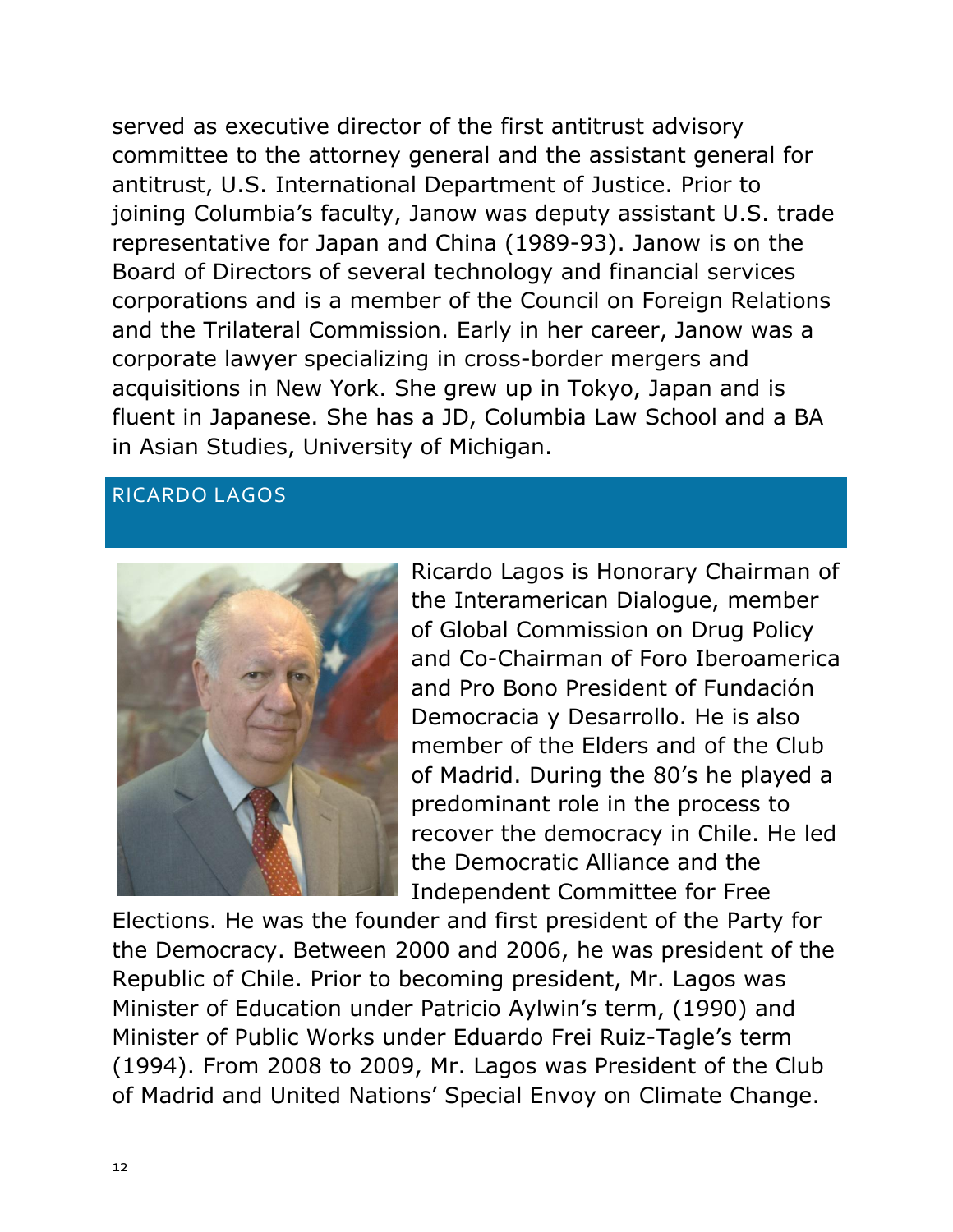served as executive director of the first antitrust advisory committee to the attorney general and the assistant general for antitrust, U.S. International Department of Justice. Prior to joining Columbia's faculty, Janow was deputy assistant U.S. trade representative for Japan and China (1989-93). Janow is on the Board of Directors of several technology and financial services corporations and is a member of the Council on Foreign Relations and the Trilateral Commission. Early in her career, Janow was a corporate lawyer specializing in cross-border mergers and acquisitions in New York. She grew up in Tokyo, Japan and is fluent in Japanese. She has a JD, Columbia Law School and a BA in Asian Studies, University of Michigan.

## RICARDO LAGOS

Ricardo Lagos is Honorary Chairman of the Interamerican Dialogue, member of Global Commission on Drug Policy and Co-Chairman of Foro Iberoamerica and Pro Bono President of Fundación Democracia y Desarrollo. He is also member of the Elders and of the Club of Madrid. During the 80's he played a predominant role in the process to recover the democracy in Chile. He led the Democratic Alliance and the Independent Committee for Free Elections. He was the founder and first president of the Party for the Democracy. Between 2000 and 2006, he was president of the Republic of Chile. Prior to becoming president, Mr. Lagos was Minister of Education under Patricio Aylwin's term, (1990) and Minister of Public Works under Eduardo Frei Ruiz-Tagle's term (1994). From 2008 to 2009, Mr. Lagos was President of the Club of Madrid and United Nations' Special Envoy on Climate Change.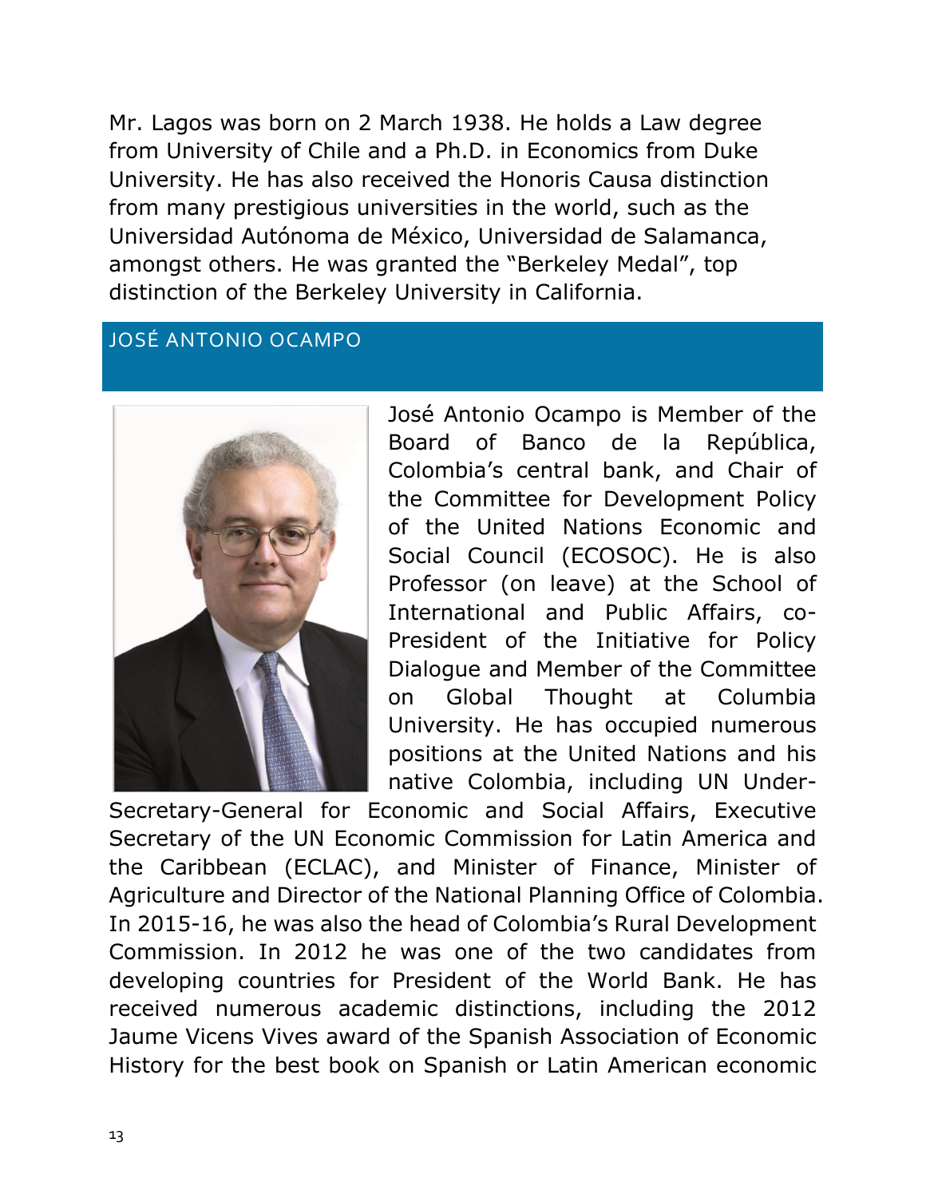Mr. Lagos was born on 2 March 1938. He holds a Law degree from University of Chile and a Ph.D. in Economics from Duke University. He has also received the Honoris Causa distinction from many prestigious universities in the world, such as the Universidad Autónoma de México, Universidad de Salamanca, amongst others. He was granted the "Berkeley Medal", top distinction of the Berkeley University in California.

## JOSÉ ANTONIO OCAMPO

José Antonio Ocampo is Member of the Board of Banco de la República, Colombia's central bank, and Chair of the Committee for Development Policy of the United Nations Economic and Social Council (ECOSOC). He is also Professor (on leave) at the School of International and Public Affairs, co-President of the Initiative for Policy Dialogue and Member of the Committee on Global Thought at Columbia University. He has occupied numerous positions at the United Nations and his native Colombia, including UN Under-Secretary-General for Economic and Social Affairs, Executive Secretary of the UN Economic Commission for Latin America and the Caribbean (ECLAC), and Minister of Finance, Minister of Agriculture and Director of the National Planning Office of Colombia. In 2015-16, he was also the head of Colombia's Rural Development Commission. In 2012 he was one of the two candidates from developing countries for President of the World Bank. He has received numerous academic distinctions, including the 2012 Jaume Vicens Vives award of the Spanish Association of Economic History for the best book on Spanish or Latin American economic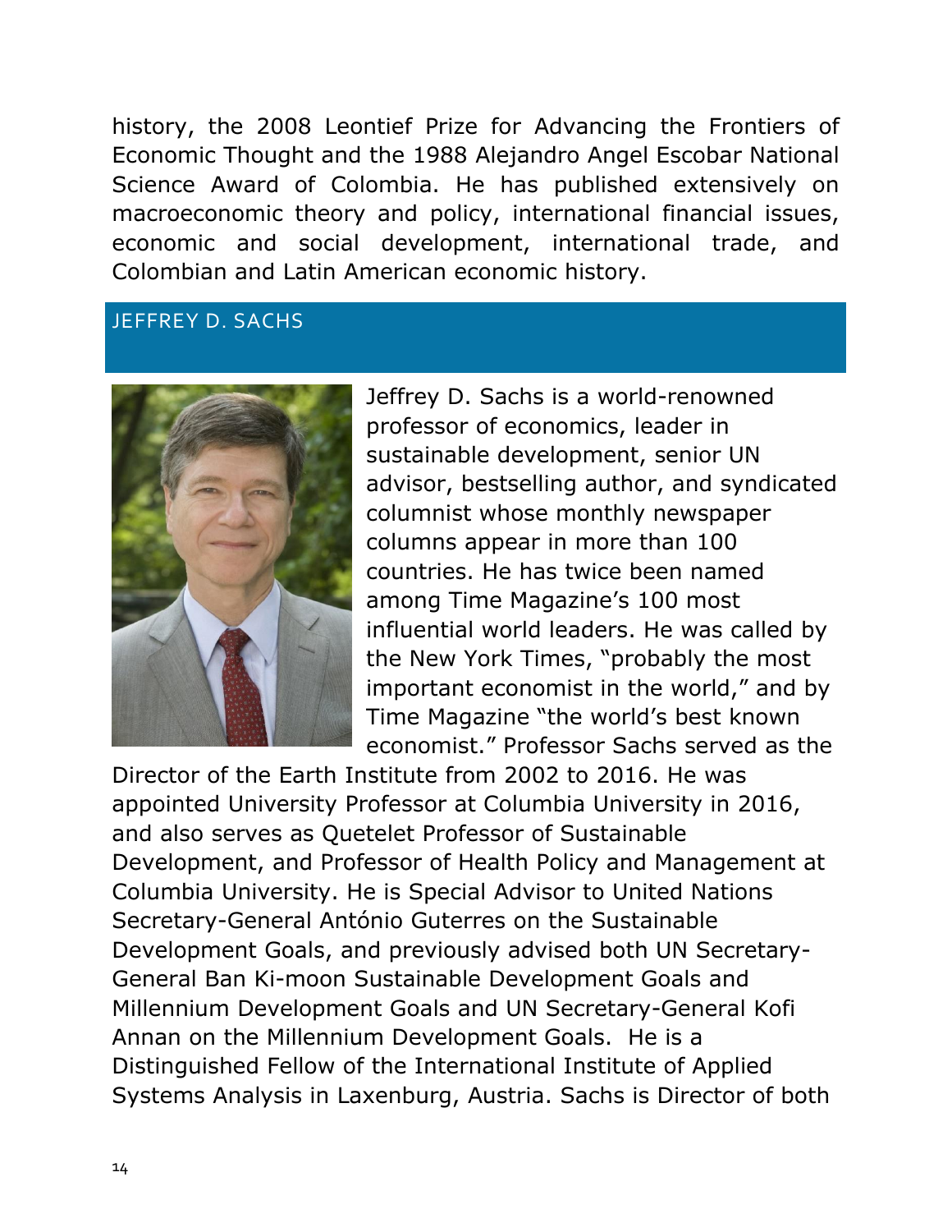history, the 2008 Leontief Prize for Advancing the Frontiers of Economic Thought and the 1988 Alejandro Angel Escobar National Science Award of Colombia. He has published extensively on macroeconomic theory and policy, international financial issues, economic and social development, international trade, and Colombian and Latin American economic history.

## JEFFREY D. SACHS

Jeffrey D. Sachs is a world-renowned professor of economics, leader in sustainable development, senior UN advisor, bestselling author, and syndicated columnist whose monthly newspaper columns appear in more than 100 countries. He has twice been named among Time Magazine's 100 most influential world leaders. He was called by the New York Times, "probably the most important economist in the world," and by Time Magazine "the world's best known economist." Professor Sachs served as the Director of the Earth Institute from 2002 to 2016. He was appointed University Professor at Columbia University in 2016, and also serves as Quetelet Professor of Sustainable Development, and Professor of Health Policy and Management at Columbia University. He is Special Advisor to United Nations Secretary-General António Guterres on the Sustainable Development Goals, and previously advised both UN Secretary-General Ban Ki-moon Sustainable Development Goals and Millennium Development Goals and UN Secretary-General Kofi Annan on the Millennium Development Goals. He is a Distinguished Fellow of the International Institute of Applied Systems Analysis in Laxenburg, Austria. Sachs is Director of both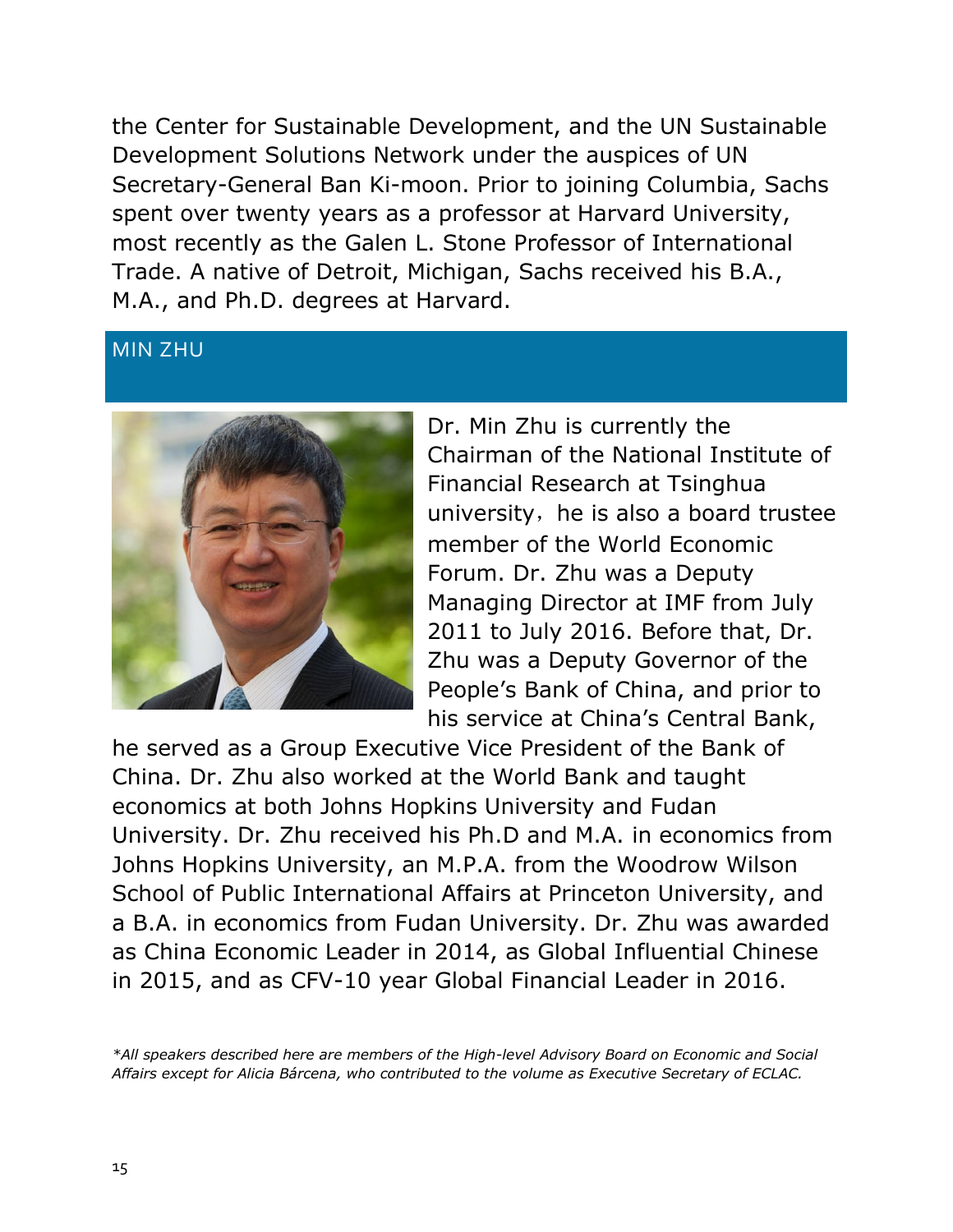the Center for Sustainable Development, and the UN Sustainable Development Solutions Network under the auspices of UN Secretary-General Ban Ki-moon. Prior to joining Columbia, Sachs spent over twenty years as a professor at Harvard University, most recently as the Galen L. Stone Professor of International Trade. A native of Detroit, Michigan, Sachs received his B.A., M.A., and Ph.D. degrees at Harvard.

## MIN ZHU

Dr. Min Zhu is currently the Chairman of the National Institute of Financial Research at Tsinghua university, he is also a board trustee member of the World Economic Forum. Dr. Zhu was a Deputy Managing Director at IMF from July 2011 to July 2016. Before that, Dr. Zhu was a Deputy Governor of the People's Bank of China, and prior to his service at China's Central Bank, he served as a Group Executive Vice President of the Bank of China. Dr. Zhu also worked at the World Bank and taught economics at both Johns Hopkins University and Fudan University. Dr. Zhu received his Ph.D and M.A. in economics from Johns Hopkins University, an M.P.A. from the Woodrow Wilson School of Public International Affairs at Princeton University, and a B.A. in economics from Fudan University. Dr. Zhu was awarded as China Economic Leader in 2014, as Global Influential Chinese in 2015, and as CFV-10 year Global Financial Leader in 2016.

*\*All speakers described here are members of the High-level Advisory Board on Economic and Social Affairs except for Alicia Bárcena, who contributed to the volume as Executive Secretary of ECLAC.*